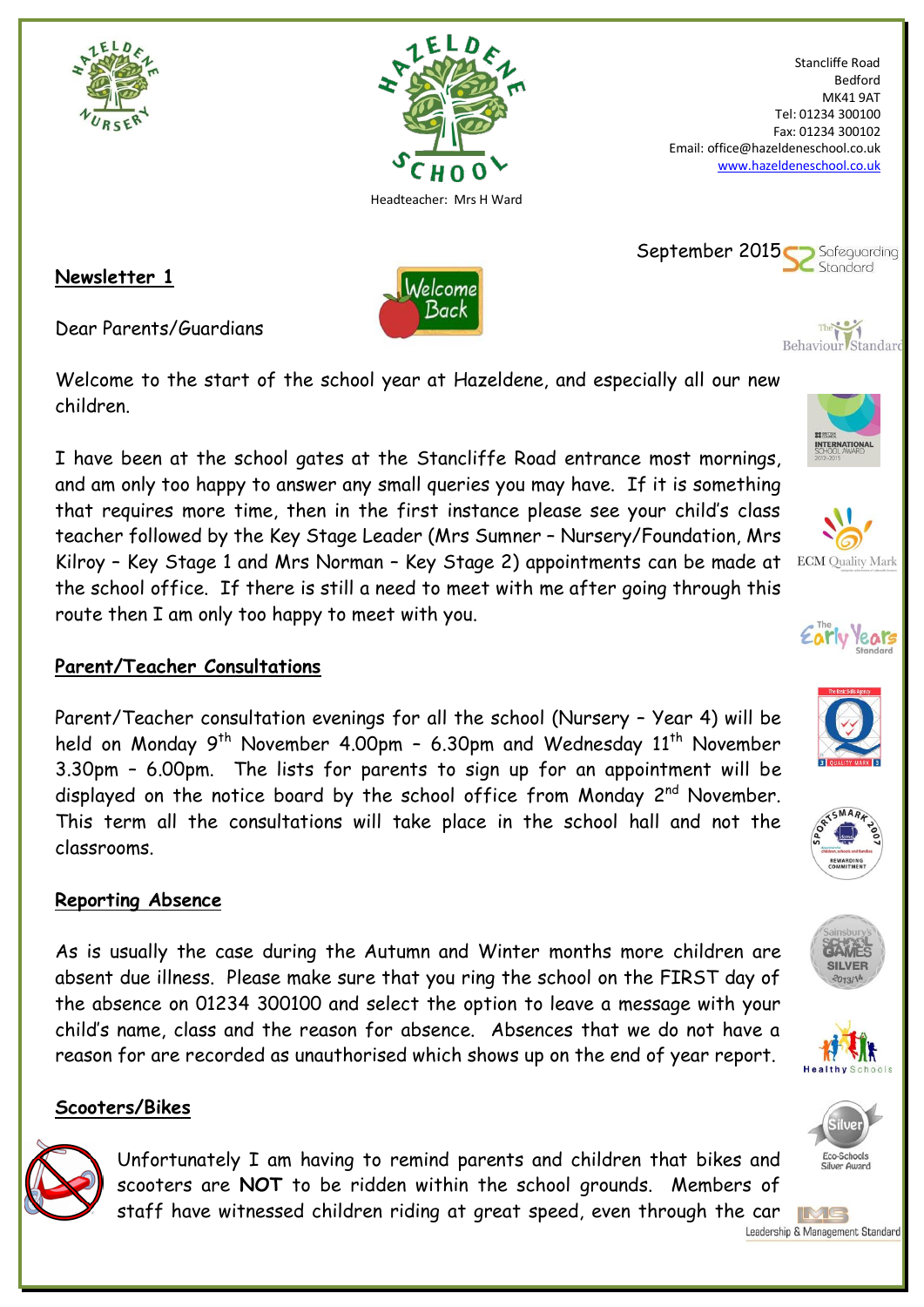Headteacher: Mrs H Ward

Stancliffe Road
Bedford
MK41 9AT
Tel: 01234 300100
Fax: 01234 300102
Email: office@hazeldeneschool.co.uk
www.hazeldeneschool.co.uk

September 2015

**Newsletter 1**

Dear Parents/Guardians

Welcome to the start of the school year at Hazeldene, and especially all our new children.

I have been at the school gates at the Stancliffe Road entrance most mornings, and am only too happy to answer any small queries you may have. If it is something that requires more time, then in the first instance please see your child's class teacher followed by the Key Stage Leader (Mrs Sumner – Nursery/Foundation, Mrs Kilroy – Key Stage 1 and Mrs Norman – Key Stage 2) appointments can be made at the school office. If there is still a need to meet with me after going through this route then I am only too happy to meet with you.

**Parent/Teacher Consultations**

Parent/Teacher consultation evenings for all the school (Nursery – Year 4) will be held on Monday 9th November 4.00pm – 6.30pm and Wednesday 11th November 3.30pm – 6.00pm. The lists for parents to sign up for an appointment will be displayed on the notice board by the school office from Monday 2nd November. This term all the consultations will take place in the school hall and not the classrooms.

**Reporting Absence**

As is usually the case during the Autumn and Winter months more children are absent due illness. Please make sure that you ring the school on the FIRST day of the absence on 01234 300100 and select the option to leave a message with your child's name, class and the reason for absence. Absences that we do not have a reason for are recorded as unauthorised which shows up on the end of year report.

**Scooters/Bikes**

Unfortunately I am having to remind parents and children that bikes and scooters are **NOT** to be ridden within the school grounds. Members of staff have witnessed children riding at great speed, even through the car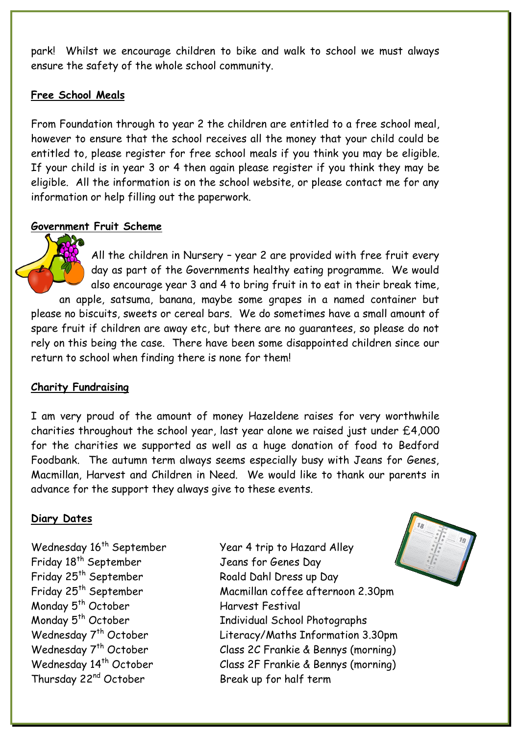park! Whilst we encourage children to bike and walk to school we must always ensure the safety of the whole school community.

## Free School Meals

From Foundation through to year 2 the children are entitled to a free school meal, however to ensure that the school receives all the money that your child could be entitled to, please register for free school meals if you think you may be eligible. If your child is in year 3 or 4 then again please register if you think they may be eligible. All the information is on the school website, or please contact me for any information or help filling out the paperwork.

## Government Fruit Scheme

All the children in Nursery – year 2 are provided with free fruit every day as part of the Governments healthy eating programme. We would also encourage year 3 and 4 to bring fruit in to eat in their break time, an apple, satsuma, banana, maybe some grapes in a named container but please no biscuits, sweets or cereal bars. We do sometimes have a small amount of spare fruit if children are away etc, but there are no guarantees, so please do not rely on this being the case. There have been some disappointed children since our return to school when finding there is none for them!

## Charity Fundraising

I am very proud of the amount of money Hazeldene raises for very worthwhile charities throughout the school year, last year alone we raised just under £4,000 for the charities we supported as well as a huge donation of food to Bedford Foodbank. The autumn term always seems especially busy with Jeans for Genes, Macmillan, Harvest and Children in Need. We would like to thank our parents in advance for the support they always give to these events.

## Diary Dates

| | |
|---|---|
| Wednesday 16th September | Year 4 trip to Hazard Alley |
| Friday 18th September | Jeans for Genes Day |
| Friday 25th September | Roald Dahl Dress up Day |
| Friday 25th September | Macmillan coffee afternoon 2.30pm |
| Monday 5th October | Harvest Festival |
| Monday 5th October | Individual School Photographs |
| Wednesday 7th October | Literacy/Maths Information 3.30pm |
| Wednesday 7th October | Class 2C Frankie & Bennys (morning) |
| Wednesday 14th October | Class 2F Frankie & Bennys (morning) |
| Thursday 22nd October | Break up for half term |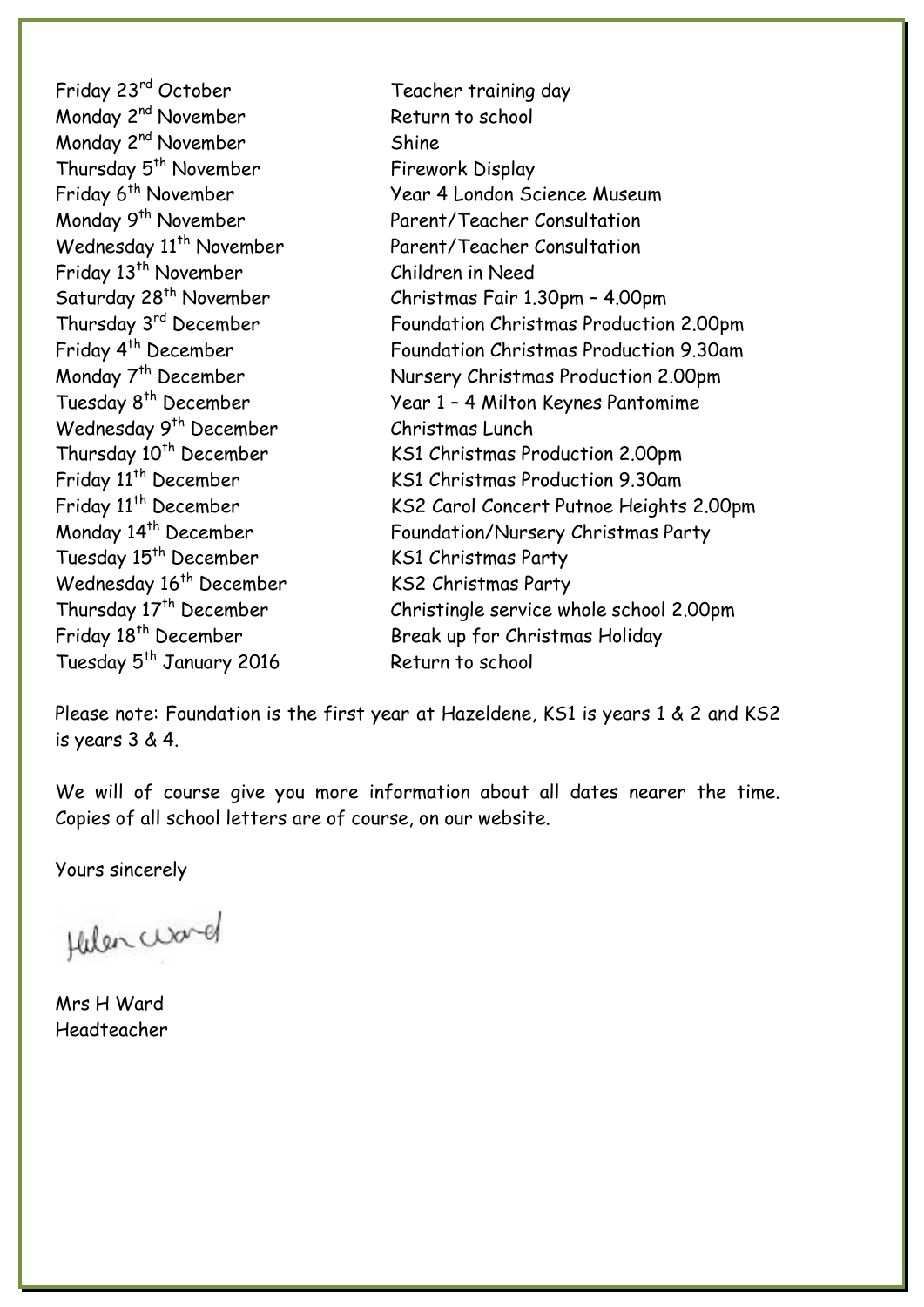| | |
|---|---|
| Friday 23rd October | Teacher training day |
| Monday 2nd November | Return to school |
| Monday 2nd November | Shine |
| Thursday 5th November | Firework Display |
| Friday 6th November | Year 4 London Science Museum |
| Monday 9th November | Parent/Teacher Consultation |
| Wednesday 11th November | Parent/Teacher Consultation |
| Friday 13th November | Children in Need |
| Saturday 28th November | Christmas Fair 1.30pm – 4.00pm |
| Thursday 3rd December | Foundation Christmas Production 2.00pm |
| Friday 4th December | Foundation Christmas Production 9.30am |
| Monday 7th December | Nursery Christmas Production 2.00pm |
| Tuesday 8th December | Year 1 – 4 Milton Keynes Pantomime |
| Wednesday 9th December | Christmas Lunch |
| Thursday 10th December | KS1 Christmas Production 2.00pm |
| Friday 11th December | KS1 Christmas Production 9.30am |
| Friday 11th December | KS2 Carol Concert Putnoe Heights 2.00pm |
| Monday 14th December | Foundation/Nursery Christmas Party |
| Tuesday 15th December | KS1 Christmas Party |
| Wednesday 16th December | KS2 Christmas Party |
| Thursday 17th December | Christingle service whole school 2.00pm |
| Friday 18th December | Break up for Christmas Holiday |
| Tuesday 5th January 2016 | Return to school |

Please note: Foundation is the first year at Hazeldene, KS1 is years 1 & 2 and KS2 is years 3 & 4.

We will of course give you more information about all dates nearer the time. Copies of all school letters are of course, on our website.

Yours sincerely

Helen Ward

Mrs H Ward
Headteacher